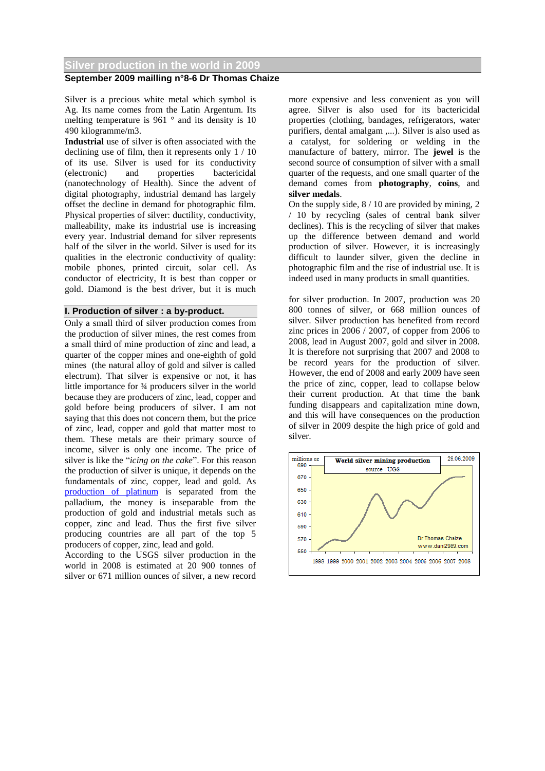# Silver production in the world in 2009

**September 2009 mailling n°8-6 Dr Thomas Chaize**

Silver is a precious white metal which symbol is Ag. Its name comes from the Latin Argentum. Its melting temperature is 961 ° and its density is 10 490 kilogramme/m3.

**Industrial** use of silver is often associated with the declining use of film, then it represents only 1 / 10 of its use. Silver is used for its conductivity (electronic) and properties bactericidal (nanotechnology of Health). Since the advent of digital photography, industrial demand has largely offset the decline in demand for photographic film. Physical properties of silver: ductility, conductivity, malleability, make its industrial use is increasing every year. Industrial demand for silver represents half of the silver in the world. Silver is used for its qualities in the electronic conductivity of quality: mobile phones, printed circuit, solar cell. As conductor of electricity, It is best than copper or gold. Diamond is the best driver, but it is much more expensive and less convenient as you will agree. Silver is also used for its bactericidal properties (clothing, bandages, refrigerators, water purifiers, dental amalgam ,...). Silver is also used as a catalyst, for soldering or welding in the manufacture of battery, mirror. The **jewel** is the second source of consumption of silver with a small quarter of the requests, and one small quarter of the demand comes from **photography**, **coins**, and **silver medals**.

On the supply side, 8 / 10 are provided by mining, 2 / 10 by recycling (sales of central bank silver declines). This is the recycling of silver that makes up the difference between demand and world production of silver. However, it is increasingly difficult to launder silver, given the decline in photographic film and the rise of industrial use. It is indeed used in many products in small quantities.

## I. Production of silver : a by-product.

Only a small third of silver production comes from the production of silver mines, the rest comes from a small third of mine production of zinc and lead, a quarter of the copper mines and one-eighth of gold mines (the natural alloy of gold and silver is called electrum). That silver is expensive or not, it has little importance for ¾ producers silver in the world because they are producers of zinc, lead, copper and gold before being producers of silver. I am not saying that this does not concern them, but the price of zinc, lead, copper and gold that matter most to them. These metals are their primary source of income, silver is only one income. The price of silver is like the "*icing on the cake*". For this reason the production of silver is unique, it depends on the fundamentals of zinc, copper, lead and gold. As production of platinum is separated from the palladium, the money is inseparable from the production of gold and industrial metals such as copper, zinc and lead. Thus the first five silver producing countries are all part of the top 5 producers of copper, zinc, lead and gold.

According to the USGS silver production in the world in 2008 is estimated at 20 900 tonnes of silver or 671 million ounces of silver, a new record for silver production. In 2007, production was 20 800 tonnes of silver, or 668 million ounces of silver. Silver production has benefited from record zinc prices in 2006 / 2007, of copper from 2006 to 2008, lead in August 2007, gold and silver in 2008. It is therefore not surprising that 2007 and 2008 to be record years for the production of silver. However, the end of 2008 and early 2009 have seen the price of zinc, copper, lead to collapse below their current production. At that time the bank funding disappears and capitalization mine down, and this will have consequences on the production of silver in 2009 despite the high price of gold and silver.

**World silver mining production**
source : UGS
millions oz
29.06.2009
Dr Thomas Chaize
www.dani2989.com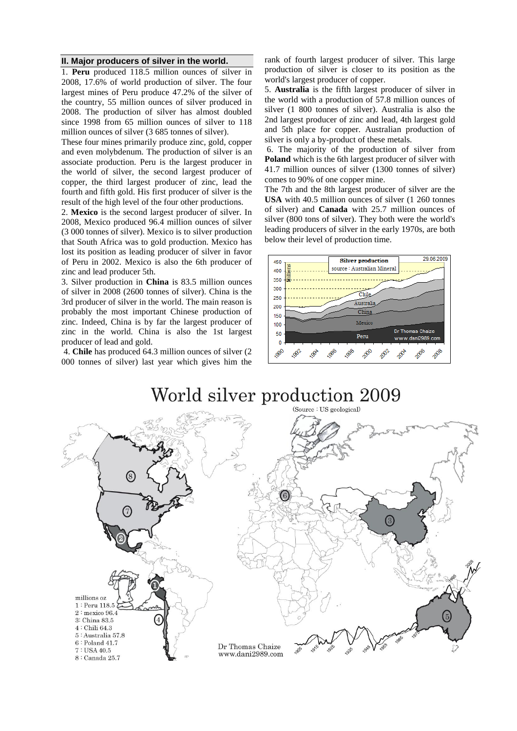## II. Major producers of silver in the world.

1. **Peru** produced 118.5 million ounces of silver in 2008, 17.6% of world production of silver. The four largest mines of Peru produce 47.2% of the silver of the country, 55 million ounces of silver produced in 2008. The production of silver has almost doubled since 1998 from 65 million ounces of silver to 118 million ounces of silver (3 685 tonnes of silver).

These four mines primarily produce zinc, gold, copper and even molybdenum. The production of silver is an associate production. Peru is the largest producer in the world of silver, the second largest producer of copper, the third largest producer of zinc, lead the fourth and fifth gold. His first producer of silver is the result of the high level of the four other productions.

2. **Mexico** is the second largest producer of silver. In 2008, Mexico produced 96.4 million ounces of silver (3 000 tonnes of silver). Mexico is to silver production that South Africa was to gold production. Mexico has lost its position as leading producer of silver in favor of Peru in 2002. Mexico is also the 6th producer of zinc and lead producer 5th.

3. Silver production in **China** is 83.5 million ounces of silver in 2008 (2600 tonnes of silver). China is the 3rd producer of silver in the world. The main reason is probably the most important Chinese production of zinc. Indeed, China is by far the largest producer of zinc in the world. China is also the 1st largest producer of lead and gold.

4. **Chile** has produced 64.3 million ounces of silver (2 000 tonnes of silver) last year which gives him the rank of fourth largest producer of silver. This large production of silver is closer to its position as the world's largest producer of copper.

5. **Australia** is the fifth largest producer of silver in the world with a production of 57.8 million ounces of silver (1 800 tonnes of silver). Australia is also the 2nd largest producer of zinc and lead, 4th largest gold and 5th place for copper. Australian production of silver is only a by-product of these metals.

6. The majority of the production of silver from **Poland** which is the 6th largest producer of silver with 41.7 million ounces of silver (1300 tonnes of silver) comes to 90% of one copper mine.

The 7th and the 8th largest producer of silver are the **USA** with 40.5 million ounces of silver (1 260 tonnes of silver) and **Canada** with 25.7 million ounces of silver (800 tons of silver). They both were the world's leading producers of silver in the early 1970s, are both below their level of production time.

# World silver production 2009

(Source : US geological)

millions oz
1 : Peru 118.5
2 : mexico 96.4
3: China 83.5
4 : Chili 64.3
5 : Australia 57.8
6 : Poland 41.7
7 : USA 40.5
8 : Canada 25.7

Dr Thomas Chaize
www.dani2989.com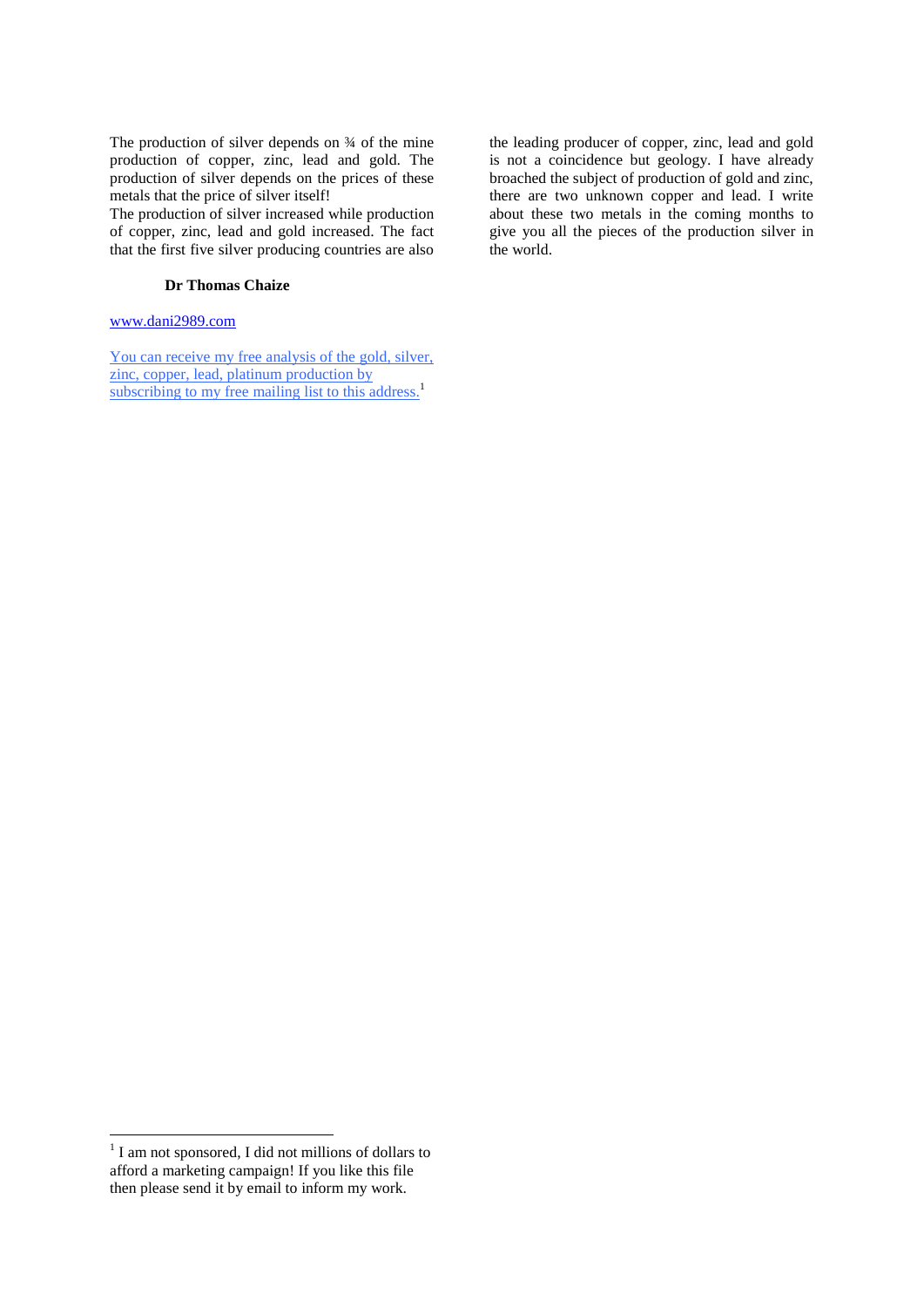The production of silver depends on ¾ of the mine production of copper, zinc, lead and gold. The production of silver depends on the prices of these metals that the price of silver itself!
The production of silver increased while production of copper, zinc, lead and gold increased. The fact that the first five silver producing countries are also the leading producer of copper, zinc, lead and gold is not a coincidence but geology. I have already broached the subject of production of gold and zinc, there are two unknown copper and lead. I write about these two metals in the coming months to give you all the pieces of the production silver in the world.

**Dr Thomas Chaize**

www.dani2989.com

You can receive my free analysis of the gold, silver, zinc, copper, lead, platinum production by subscribing to my free mailing list to this address.[1]

[1] I am not sponsored, I did not millions of dollars to afford a marketing campaign! If you like this file then please send it by email to inform my work.